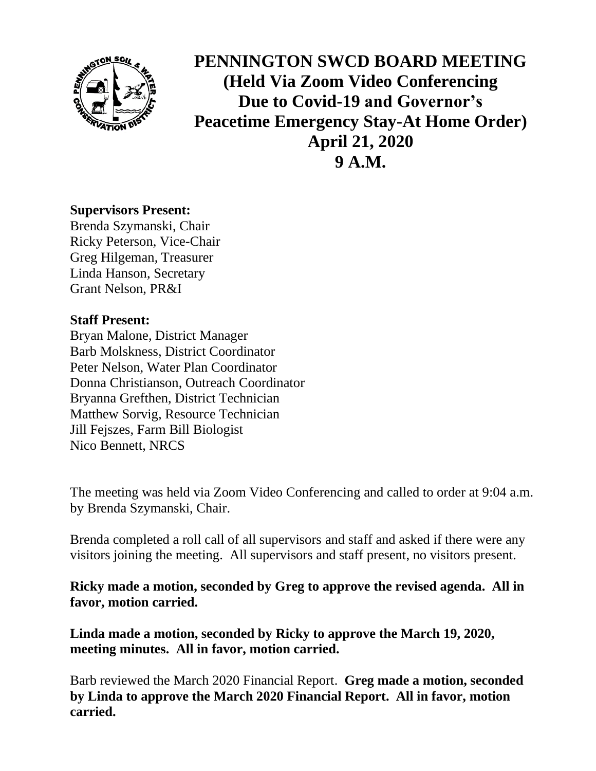# PENNINGTON SWCD BOARD MEETING (Held Via Zoom Video Conferencing Due to Covid-19 and Governor's Peacetime Emergency Stay-At Home Order) April 21, 2020 9 A.M.

**Supervisors Present:**
Brenda Szymanski, Chair
Ricky Peterson, Vice-Chair
Greg Hilgeman, Treasurer
Linda Hanson, Secretary
Grant Nelson, PR&I

**Staff Present:**
Bryan Malone, District Manager
Barb Molskness, District Coordinator
Peter Nelson, Water Plan Coordinator
Donna Christianson, Outreach Coordinator
Bryanna Grefthen, District Technician
Matthew Sorvig, Resource Technician
Jill Fejszes, Farm Bill Biologist
Nico Bennett, NRCS

The meeting was held via Zoom Video Conferencing and called to order at 9:04 a.m. by Brenda Szymanski, Chair.

Brenda completed a roll call of all supervisors and staff and asked if there were any visitors joining the meeting. All supervisors and staff present, no visitors present.

**Ricky made a motion, seconded by Greg to approve the revised agenda. All in favor, motion carried.**

**Linda made a motion, seconded by Ricky to approve the March 19, 2020, meeting minutes. All in favor, motion carried.**

Barb reviewed the March 2020 Financial Report. **Greg made a motion, seconded by Linda to approve the March 2020 Financial Report. All in favor, motion carried.**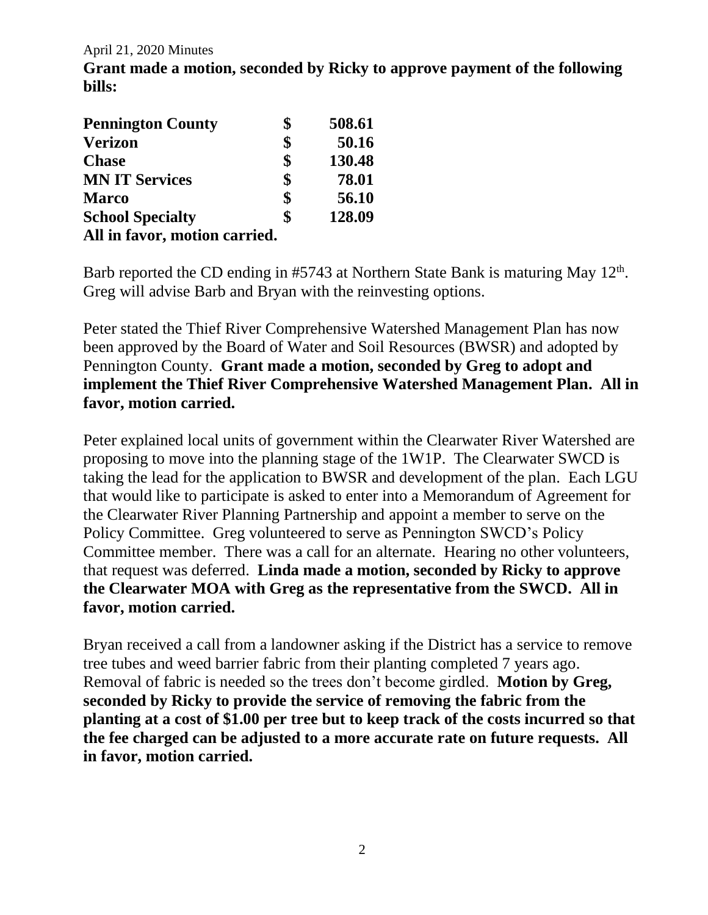April 21, 2020 Minutes

**Grant made a motion, seconded by Ricky to approve payment of the following bills:**

| | | |
|---|---|---|
| **Pennington County** | **$** | **508.61** |
| **Verizon** | **$** | **50.16** |
| **Chase** | **$** | **130.48** |
| **MN IT Services** | **$** | **78.01** |
| **Marco** | **$** | **56.10** |
| **School Specialty** | **$** | **128.09** |

**All in favor, motion carried.**

Barb reported the CD ending in #5743 at Northern State Bank is maturing May 12th. Greg will advise Barb and Bryan with the reinvesting options.

Peter stated the Thief River Comprehensive Watershed Management Plan has now been approved by the Board of Water and Soil Resources (BWSR) and adopted by Pennington County. **Grant made a motion, seconded by Greg to adopt and implement the Thief River Comprehensive Watershed Management Plan. All in favor, motion carried.**

Peter explained local units of government within the Clearwater River Watershed are proposing to move into the planning stage of the 1W1P. The Clearwater SWCD is taking the lead for the application to BWSR and development of the plan. Each LGU that would like to participate is asked to enter into a Memorandum of Agreement for the Clearwater River Planning Partnership and appoint a member to serve on the Policy Committee. Greg volunteered to serve as Pennington SWCD's Policy Committee member. There was a call for an alternate. Hearing no other volunteers, that request was deferred. **Linda made a motion, seconded by Ricky to approve the Clearwater MOA with Greg as the representative from the SWCD. All in favor, motion carried.**

Bryan received a call from a landowner asking if the District has a service to remove tree tubes and weed barrier fabric from their planting completed 7 years ago. Removal of fabric is needed so the trees don't become girdled. **Motion by Greg, seconded by Ricky to provide the service of removing the fabric from the planting at a cost of $1.00 per tree but to keep track of the costs incurred so that the fee charged can be adjusted to a more accurate rate on future requests. All in favor, motion carried.**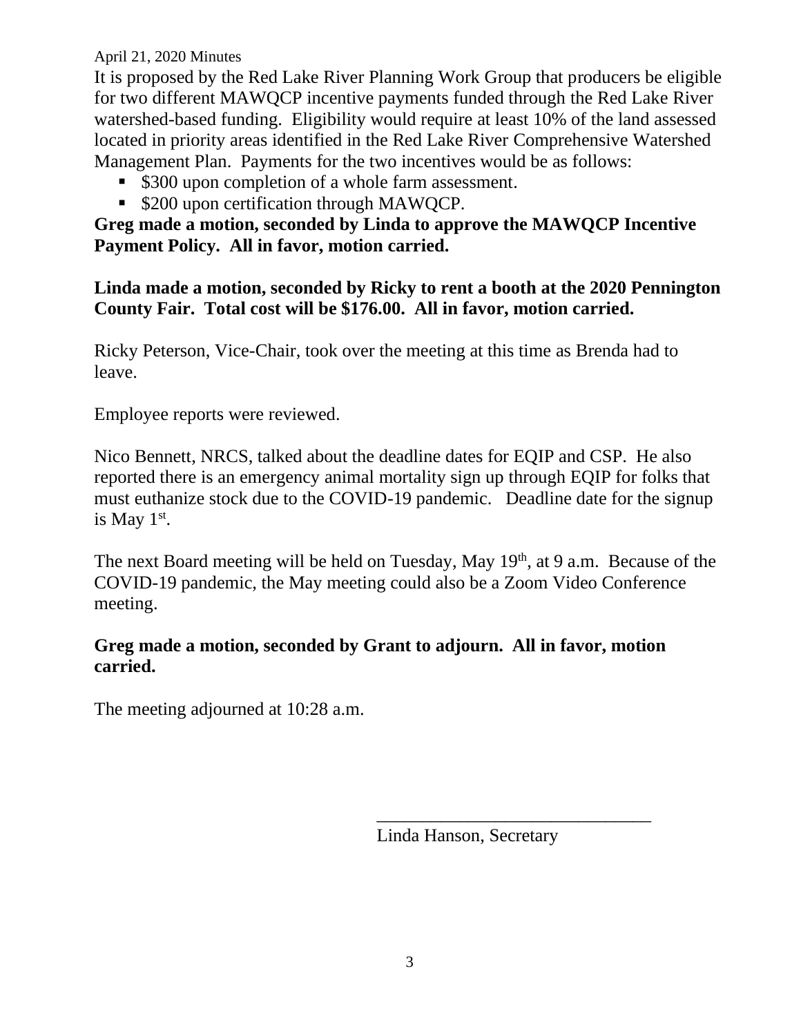April 21, 2020 Minutes

It is proposed by the Red Lake River Planning Work Group that producers be eligible for two different MAWQCP incentive payments funded through the Red Lake River watershed-based funding. Eligibility would require at least 10% of the land assessed located in priority areas identified in the Red Lake River Comprehensive Watershed Management Plan. Payments for the two incentives would be as follows:

- $300 upon completion of a whole farm assessment.
- $200 upon certification through MAWQCP.

**Greg made a motion, seconded by Linda to approve the MAWQCP Incentive Payment Policy. All in favor, motion carried.**

**Linda made a motion, seconded by Ricky to rent a booth at the 2020 Pennington County Fair. Total cost will be $176.00. All in favor, motion carried.**

Ricky Peterson, Vice-Chair, took over the meeting at this time as Brenda had to leave.

Employee reports were reviewed.

Nico Bennett, NRCS, talked about the deadline dates for EQIP and CSP. He also reported there is an emergency animal mortality sign up through EQIP for folks that must euthanize stock due to the COVID-19 pandemic. Deadline date for the signup is May 1st.

The next Board meeting will be held on Tuesday, May 19th, at 9 a.m. Because of the COVID-19 pandemic, the May meeting could also be a Zoom Video Conference meeting.

**Greg made a motion, seconded by Grant to adjourn. All in favor, motion carried.**

The meeting adjourned at 10:28 a.m.

______________________________

Linda Hanson, Secretary